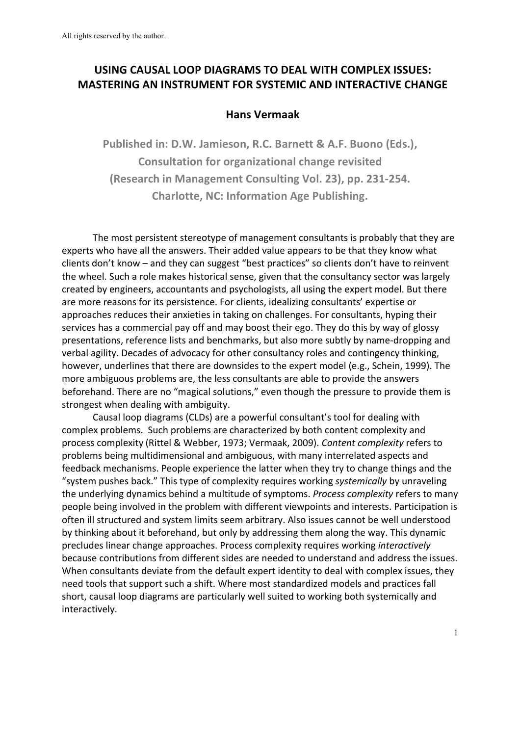All rights reserved by the author.

# USING CAUSAL LOOP DIAGRAMS TO DEAL WITH COMPLEX ISSUES: MASTERING AN INSTRUMENT FOR SYSTEMIC AND INTERACTIVE CHANGE

**Hans Vermaak**

**Published in: D.W. Jamieson, R.C. Barnett & A.F. Buono (Eds.), Consultation for organizational change revisited (Research in Management Consulting Vol. 23), pp. 231-254. Charlotte, NC: Information Age Publishing.**

The most persistent stereotype of management consultants is probably that they are experts who have all the answers. Their added value appears to be that they know what clients don't know – and they can suggest "best practices" so clients don't have to reinvent the wheel. Such a role makes historical sense, given that the consultancy sector was largely created by engineers, accountants and psychologists, all using the expert model. But there are more reasons for its persistence. For clients, idealizing consultants' expertise or approaches reduces their anxieties in taking on challenges. For consultants, hyping their services has a commercial pay off and may boost their ego. They do this by way of glossy presentations, reference lists and benchmarks, but also more subtly by name-dropping and verbal agility. Decades of advocacy for other consultancy roles and contingency thinking, however, underlines that there are downsides to the expert model (e.g., Schein, 1999). The more ambiguous problems are, the less consultants are able to provide the answers beforehand. There are no "magical solutions," even though the pressure to provide them is strongest when dealing with ambiguity.

Causal loop diagrams (CLDs) are a powerful consultant's tool for dealing with complex problems. Such problems are characterized by both content complexity and process complexity (Rittel & Webber, 1973; Vermaak, 2009). *Content complexity* refers to problems being multidimensional and ambiguous, with many interrelated aspects and feedback mechanisms. People experience the latter when they try to change things and the "system pushes back." This type of complexity requires working *systemically* by unraveling the underlying dynamics behind a multitude of symptoms. *Process complexity* refers to many people being involved in the problem with different viewpoints and interests. Participation is often ill structured and system limits seem arbitrary. Also issues cannot be well understood by thinking about it beforehand, but only by addressing them along the way. This dynamic precludes linear change approaches. Process complexity requires working *interactively* because contributions from different sides are needed to understand and address the issues. When consultants deviate from the default expert identity to deal with complex issues, they need tools that support such a shift. Where most standardized models and practices fall short, causal loop diagrams are particularly well suited to working both systemically and interactively.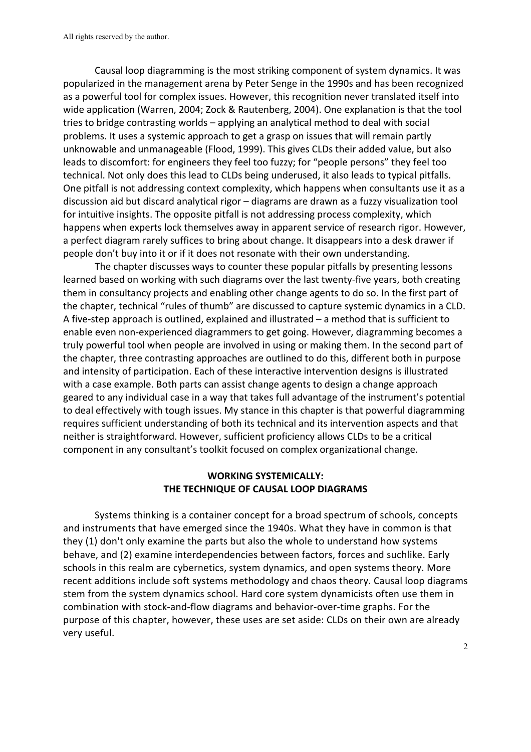Causal loop diagramming is the most striking component of system dynamics. It was popularized in the management arena by Peter Senge in the 1990s and has been recognized as a powerful tool for complex issues. However, this recognition never translated itself into wide application (Warren, 2004; Zock & Rautenberg, 2004). One explanation is that the tool tries to bridge contrasting worlds – applying an analytical method to deal with social problems. It uses a systemic approach to get a grasp on issues that will remain partly unknowable and unmanageable (Flood, 1999). This gives CLDs their added value, but also leads to discomfort: for engineers they feel too fuzzy; for "people persons" they feel too technical. Not only does this lead to CLDs being underused, it also leads to typical pitfalls. One pitfall is not addressing context complexity, which happens when consultants use it as a discussion aid but discard analytical rigor – diagrams are drawn as a fuzzy visualization tool for intuitive insights. The opposite pitfall is not addressing process complexity, which happens when experts lock themselves away in apparent service of research rigor. However, a perfect diagram rarely suffices to bring about change. It disappears into a desk drawer if people don't buy into it or if it does not resonate with their own understanding.

The chapter discusses ways to counter these popular pitfalls by presenting lessons learned based on working with such diagrams over the last twenty-five years, both creating them in consultancy projects and enabling other change agents to do so. In the first part of the chapter, technical "rules of thumb" are discussed to capture systemic dynamics in a CLD. A five-step approach is outlined, explained and illustrated – a method that is sufficient to enable even non-experienced diagrammers to get going. However, diagramming becomes a truly powerful tool when people are involved in using or making them. In the second part of the chapter, three contrasting approaches are outlined to do this, different both in purpose and intensity of participation. Each of these interactive intervention designs is illustrated with a case example. Both parts can assist change agents to design a change approach geared to any individual case in a way that takes full advantage of the instrument's potential to deal effectively with tough issues. My stance in this chapter is that powerful diagramming requires sufficient understanding of both its technical and its intervention aspects and that neither is straightforward. However, sufficient proficiency allows CLDs to be a critical component in any consultant's toolkit focused on complex organizational change.

## WORKING SYSTEMICALLY: THE TECHNIQUE OF CAUSAL LOOP DIAGRAMS

Systems thinking is a container concept for a broad spectrum of schools, concepts and instruments that have emerged since the 1940s. What they have in common is that they (1) don't only examine the parts but also the whole to understand how systems behave, and (2) examine interdependencies between factors, forces and suchlike. Early schools in this realm are cybernetics, system dynamics, and open systems theory. More recent additions include soft systems methodology and chaos theory. Causal loop diagrams stem from the system dynamics school. Hard core system dynamicists often use them in combination with stock-and-flow diagrams and behavior-over-time graphs. For the purpose of this chapter, however, these uses are set aside: CLDs on their own are already very useful.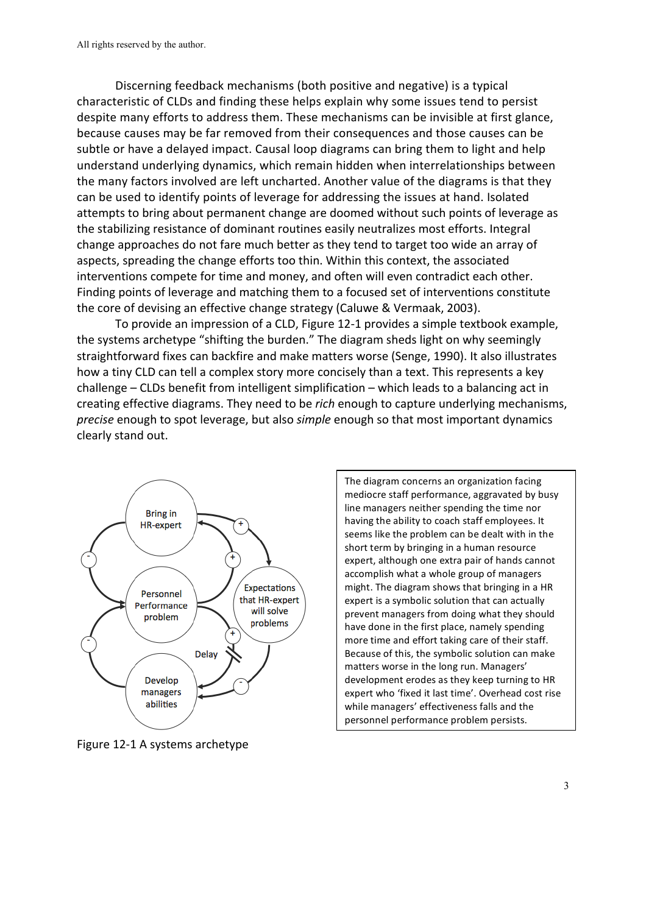Discerning feedback mechanisms (both positive and negative) is a typical characteristic of CLDs and finding these helps explain why some issues tend to persist despite many efforts to address them. These mechanisms can be invisible at first glance, because causes may be far removed from their consequences and those causes can be subtle or have a delayed impact. Causal loop diagrams can bring them to light and help understand underlying dynamics, which remain hidden when interrelationships between the many factors involved are left uncharted. Another value of the diagrams is that they can be used to identify points of leverage for addressing the issues at hand. Isolated attempts to bring about permanent change are doomed without such points of leverage as the stabilizing resistance of dominant routines easily neutralizes most efforts. Integral change approaches do not fare much better as they tend to target too wide an array of aspects, spreading the change efforts too thin. Within this context, the associated interventions compete for time and money, and often will even contradict each other. Finding points of leverage and matching them to a focused set of interventions constitute the core of devising an effective change strategy (Caluwe & Vermaak, 2003).

To provide an impression of a CLD, Figure 12-1 provides a simple textbook example, the systems archetype "shifting the burden." The diagram sheds light on why seemingly straightforward fixes can backfire and make matters worse (Senge, 1990). It also illustrates how a tiny CLD can tell a complex story more concisely than a text. This represents a key challenge – CLDs benefit from intelligent simplification – which leads to a balancing act in creating effective diagrams. They need to be *rich* enough to capture underlying mechanisms, *precise* enough to spot leverage, but also *simple* enough so that most important dynamics clearly stand out.

Bring in HR-expert

Personnel Performance problem

Expectations that HR-expert will solve problems

Develop managers abilities

Delay

Figure 12-1 A systems archetype

The diagram concerns an organization facing mediocre staff performance, aggravated by busy line managers neither spending the time nor having the ability to coach staff employees. It seems like the problem can be dealt with in the short term by bringing in a human resource expert, although one extra pair of hands cannot accomplish what a whole group of managers might. The diagram shows that bringing in a HR expert is a symbolic solution that can actually prevent managers from doing what they should have done in the first place, namely spending more time and effort taking care of their staff. Because of this, the symbolic solution can make matters worse in the long run. Managers' development erodes as they keep turning to HR expert who 'fixed it last time'. Overhead cost rise while managers' effectiveness falls and the personnel performance problem persists.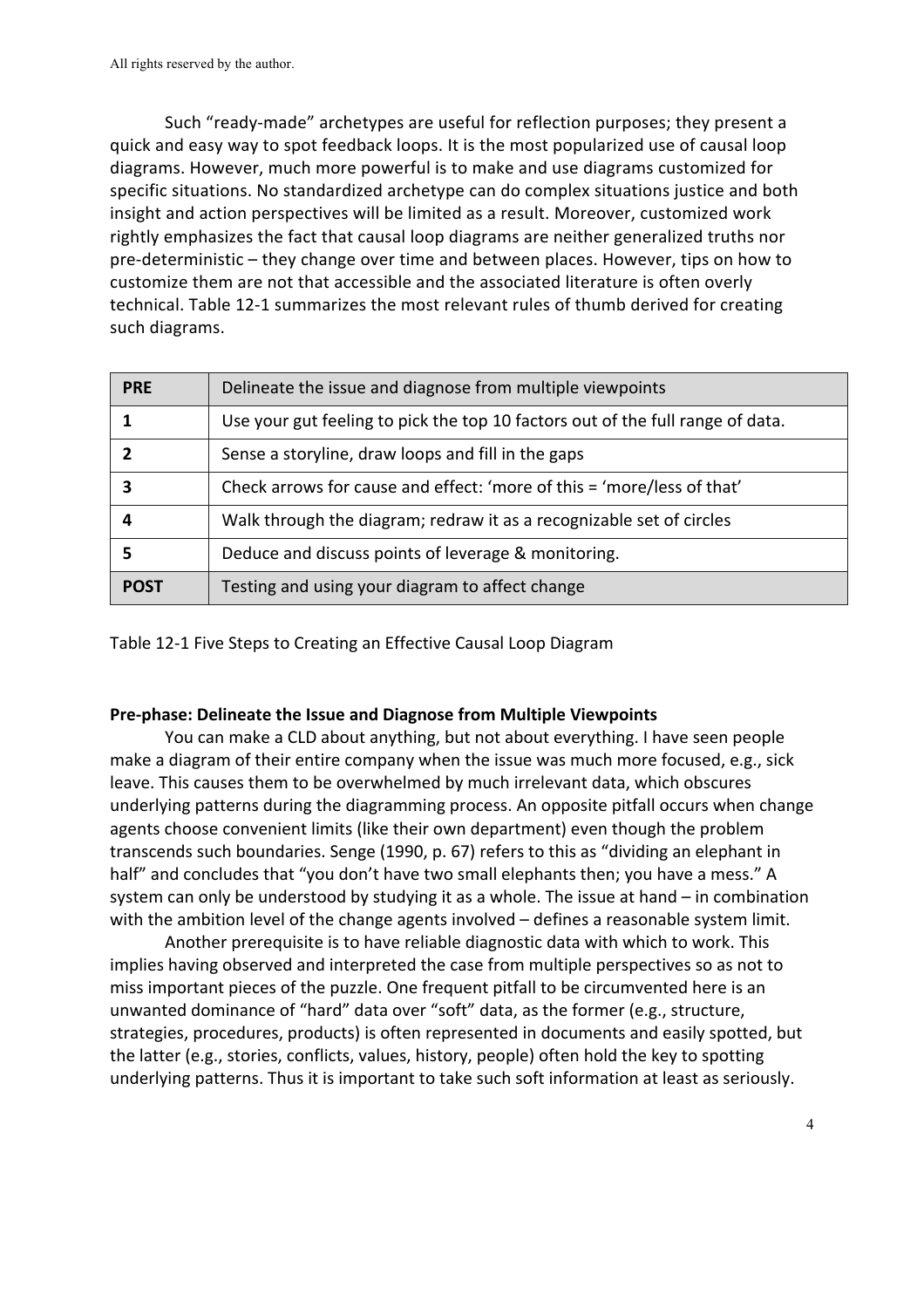Such "ready-made" archetypes are useful for reflection purposes; they present a quick and easy way to spot feedback loops. It is the most popularized use of causal loop diagrams. However, much more powerful is to make and use diagrams customized for specific situations. No standardized archetype can do complex situations justice and both insight and action perspectives will be limited as a result. Moreover, customized work rightly emphasizes the fact that causal loop diagrams are neither generalized truths nor pre-deterministic – they change over time and between places. However, tips on how to customize them are not that accessible and the associated literature is often overly technical. Table 12-1 summarizes the most relevant rules of thumb derived for creating such diagrams.

| **PRE** | Delineate the issue and diagnose from multiple viewpoints |
|---|---|
| **1** | Use your gut feeling to pick the top 10 factors out of the full range of data. |
| **2** | Sense a storyline, draw loops and fill in the gaps |
| **3** | Check arrows for cause and effect: 'more of this = 'more/less of that' |
| **4** | Walk through the diagram; redraw it as a recognizable set of circles |
| **5** | Deduce and discuss points of leverage & monitoring. |
| **POST** | Testing and using your diagram to affect change |

Table 12-1 Five Steps to Creating an Effective Causal Loop Diagram

**Pre-phase: Delineate the Issue and Diagnose from Multiple Viewpoints**

You can make a CLD about anything, but not about everything. I have seen people make a diagram of their entire company when the issue was much more focused, e.g., sick leave. This causes them to be overwhelmed by much irrelevant data, which obscures underlying patterns during the diagramming process. An opposite pitfall occurs when change agents choose convenient limits (like their own department) even though the problem transcends such boundaries. Senge (1990, p. 67) refers to this as "dividing an elephant in half" and concludes that "you don't have two small elephants then; you have a mess." A system can only be understood by studying it as a whole. The issue at hand – in combination with the ambition level of the change agents involved – defines a reasonable system limit.

Another prerequisite is to have reliable diagnostic data with which to work. This implies having observed and interpreted the case from multiple perspectives so as not to miss important pieces of the puzzle. One frequent pitfall to be circumvented here is an unwanted dominance of "hard" data over "soft" data, as the former (e.g., structure, strategies, procedures, products) is often represented in documents and easily spotted, but the latter (e.g., stories, conflicts, values, history, people) often hold the key to spotting underlying patterns. Thus it is important to take such soft information at least as seriously.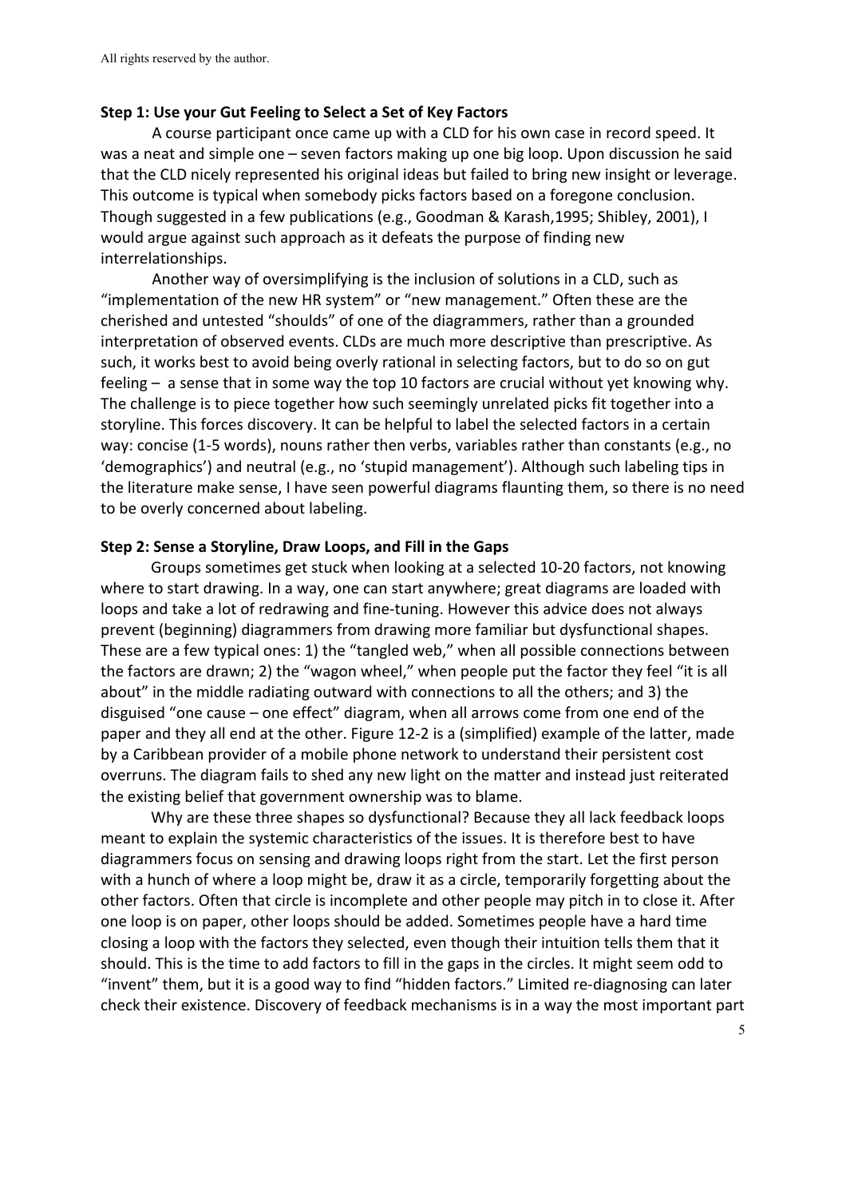**Step 1: Use your Gut Feeling to Select a Set of Key Factors**

A course participant once came up with a CLD for his own case in record speed. It was a neat and simple one – seven factors making up one big loop. Upon discussion he said that the CLD nicely represented his original ideas but failed to bring new insight or leverage. This outcome is typical when somebody picks factors based on a foregone conclusion. Though suggested in a few publications (e.g., Goodman & Karash,1995; Shibley, 2001), I would argue against such approach as it defeats the purpose of finding new interrelationships.

Another way of oversimplifying is the inclusion of solutions in a CLD, such as "implementation of the new HR system" or "new management." Often these are the cherished and untested "shoulds" of one of the diagrammers, rather than a grounded interpretation of observed events. CLDs are much more descriptive than prescriptive. As such, it works best to avoid being overly rational in selecting factors, but to do so on gut feeling – a sense that in some way the top 10 factors are crucial without yet knowing why. The challenge is to piece together how such seemingly unrelated picks fit together into a storyline. This forces discovery. It can be helpful to label the selected factors in a certain way: concise (1-5 words), nouns rather then verbs, variables rather than constants (e.g., no 'demographics') and neutral (e.g., no 'stupid management'). Although such labeling tips in the literature make sense, I have seen powerful diagrams flaunting them, so there is no need to be overly concerned about labeling.

**Step 2: Sense a Storyline, Draw Loops, and Fill in the Gaps**

Groups sometimes get stuck when looking at a selected 10-20 factors, not knowing where to start drawing. In a way, one can start anywhere; great diagrams are loaded with loops and take a lot of redrawing and fine-tuning. However this advice does not always prevent (beginning) diagrammers from drawing more familiar but dysfunctional shapes. These are a few typical ones: 1) the "tangled web," when all possible connections between the factors are drawn; 2) the "wagon wheel," when people put the factor they feel "it is all about" in the middle radiating outward with connections to all the others; and 3) the disguised "one cause – one effect" diagram, when all arrows come from one end of the paper and they all end at the other. Figure 12-2 is a (simplified) example of the latter, made by a Caribbean provider of a mobile phone network to understand their persistent cost overruns. The diagram fails to shed any new light on the matter and instead just reiterated the existing belief that government ownership was to blame.

Why are these three shapes so dysfunctional? Because they all lack feedback loops meant to explain the systemic characteristics of the issues. It is therefore best to have diagrammers focus on sensing and drawing loops right from the start. Let the first person with a hunch of where a loop might be, draw it as a circle, temporarily forgetting about the other factors. Often that circle is incomplete and other people may pitch in to close it. After one loop is on paper, other loops should be added. Sometimes people have a hard time closing a loop with the factors they selected, even though their intuition tells them that it should. This is the time to add factors to fill in the gaps in the circles. It might seem odd to "invent" them, but it is a good way to find "hidden factors." Limited re-diagnosing can later check their existence. Discovery of feedback mechanisms is in a way the most important part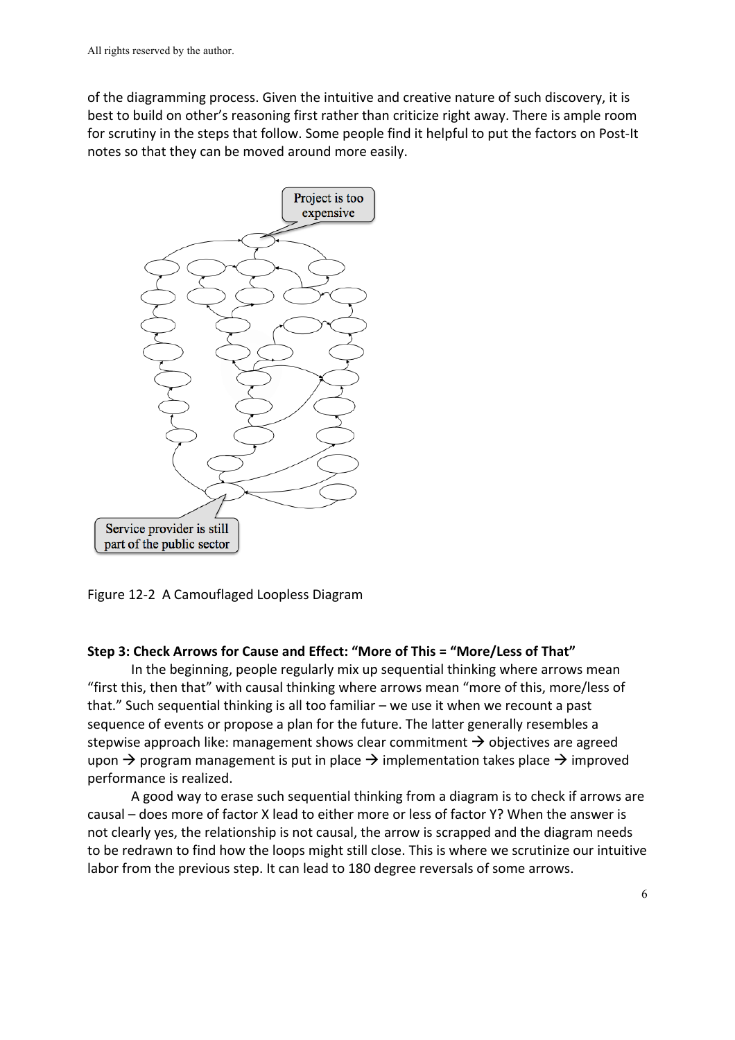of the diagramming process. Given the intuitive and creative nature of such discovery, it is best to build on other's reasoning first rather than criticize right away. There is ample room for scrutiny in the steps that follow. Some people find it helpful to put the factors on Post-It notes so that they can be moved around more easily.

Figure 12-2 A Camouflaged Loopless Diagram

**Step 3: Check Arrows for Cause and Effect: "More of This = "More/Less of That"**

In the beginning, people regularly mix up sequential thinking where arrows mean "first this, then that" with causal thinking where arrows mean "more of this, more/less of that." Such sequential thinking is all too familiar – we use it when we recount a past sequence of events or propose a plan for the future. The latter generally resembles a stepwise approach like: management shows clear commitment → objectives are agreed upon → program management is put in place → implementation takes place → improved performance is realized.

A good way to erase such sequential thinking from a diagram is to check if arrows are causal – does more of factor X lead to either more or less of factor Y? When the answer is not clearly yes, the relationship is not causal, the arrow is scrapped and the diagram needs to be redrawn to find how the loops might still close. This is where we scrutinize our intuitive labor from the previous step. It can lead to 180 degree reversals of some arrows.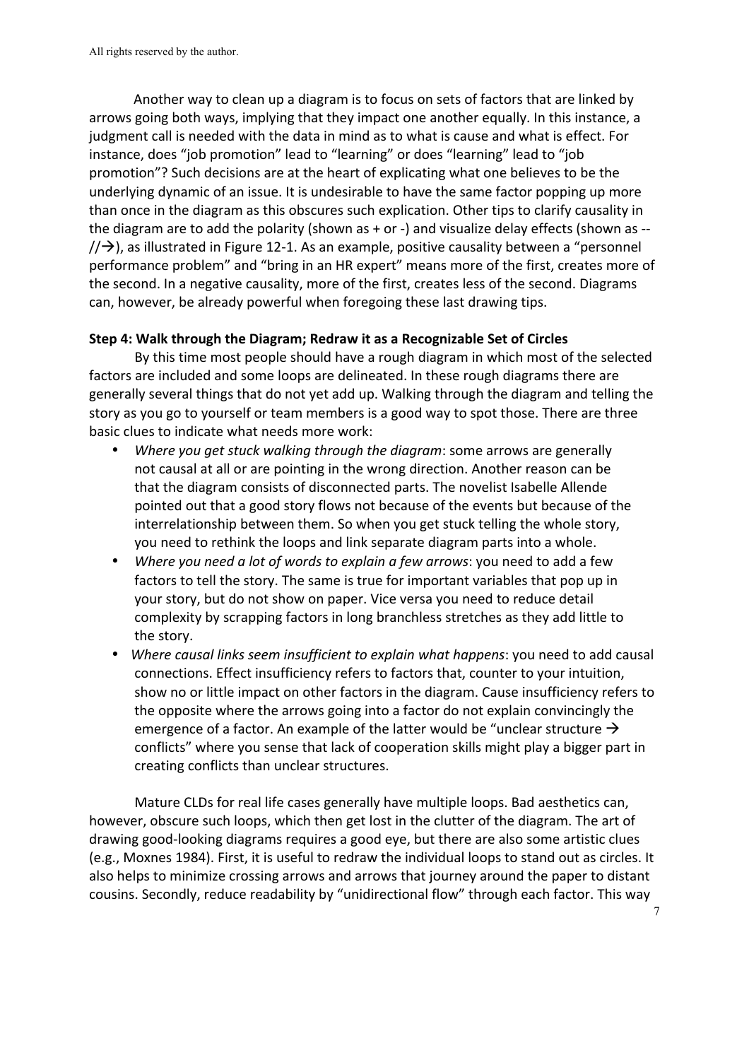Another way to clean up a diagram is to focus on sets of factors that are linked by arrows going both ways, implying that they impact one another equally. In this instance, a judgment call is needed with the data in mind as to what is cause and what is effect. For instance, does "job promotion" lead to "learning" or does "learning" lead to "job promotion"? Such decisions are at the heart of explicating what one believes to be the underlying dynamic of an issue. It is undesirable to have the same factor popping up more than once in the diagram as this obscures such explication. Other tips to clarify causality in the diagram are to add the polarity (shown as + or -) and visualize delay effects (shown as --//→), as illustrated in Figure 12-1. As an example, positive causality between a "personnel performance problem" and "bring in an HR expert" means more of the first, creates more of the second. In a negative causality, more of the first, creates less of the second. Diagrams can, however, be already powerful when foregoing these last drawing tips.

**Step 4: Walk through the Diagram; Redraw it as a Recognizable Set of Circles**

By this time most people should have a rough diagram in which most of the selected factors are included and some loops are delineated. In these rough diagrams there are generally several things that do not yet add up. Walking through the diagram and telling the story as you go to yourself or team members is a good way to spot those. There are three basic clues to indicate what needs more work:

- *Where you get stuck walking through the diagram*: some arrows are generally not causal at all or are pointing in the wrong direction. Another reason can be that the diagram consists of disconnected parts. The novelist Isabelle Allende pointed out that a good story flows not because of the events but because of the interrelationship between them. So when you get stuck telling the whole story, you need to rethink the loops and link separate diagram parts into a whole.
- *Where you need a lot of words to explain a few arrows*: you need to add a few factors to tell the story. The same is true for important variables that pop up in your story, but do not show on paper. Vice versa you need to reduce detail complexity by scrapping factors in long branchless stretches as they add little to the story.
- *Where causal links seem insufficient to explain what happens*: you need to add causal connections. Effect insufficiency refers to factors that, counter to your intuition, show no or little impact on other factors in the diagram. Cause insufficiency refers to the opposite where the arrows going into a factor do not explain convincingly the emergence of a factor. An example of the latter would be "unclear structure → conflicts" where you sense that lack of cooperation skills might play a bigger part in creating conflicts than unclear structures.

Mature CLDs for real life cases generally have multiple loops. Bad aesthetics can, however, obscure such loops, which then get lost in the clutter of the diagram. The art of drawing good-looking diagrams requires a good eye, but there are also some artistic clues (e.g., Moxnes 1984). First, it is useful to redraw the individual loops to stand out as circles. It also helps to minimize crossing arrows and arrows that journey around the paper to distant cousins. Secondly, reduce readability by "unidirectional flow" through each factor. This way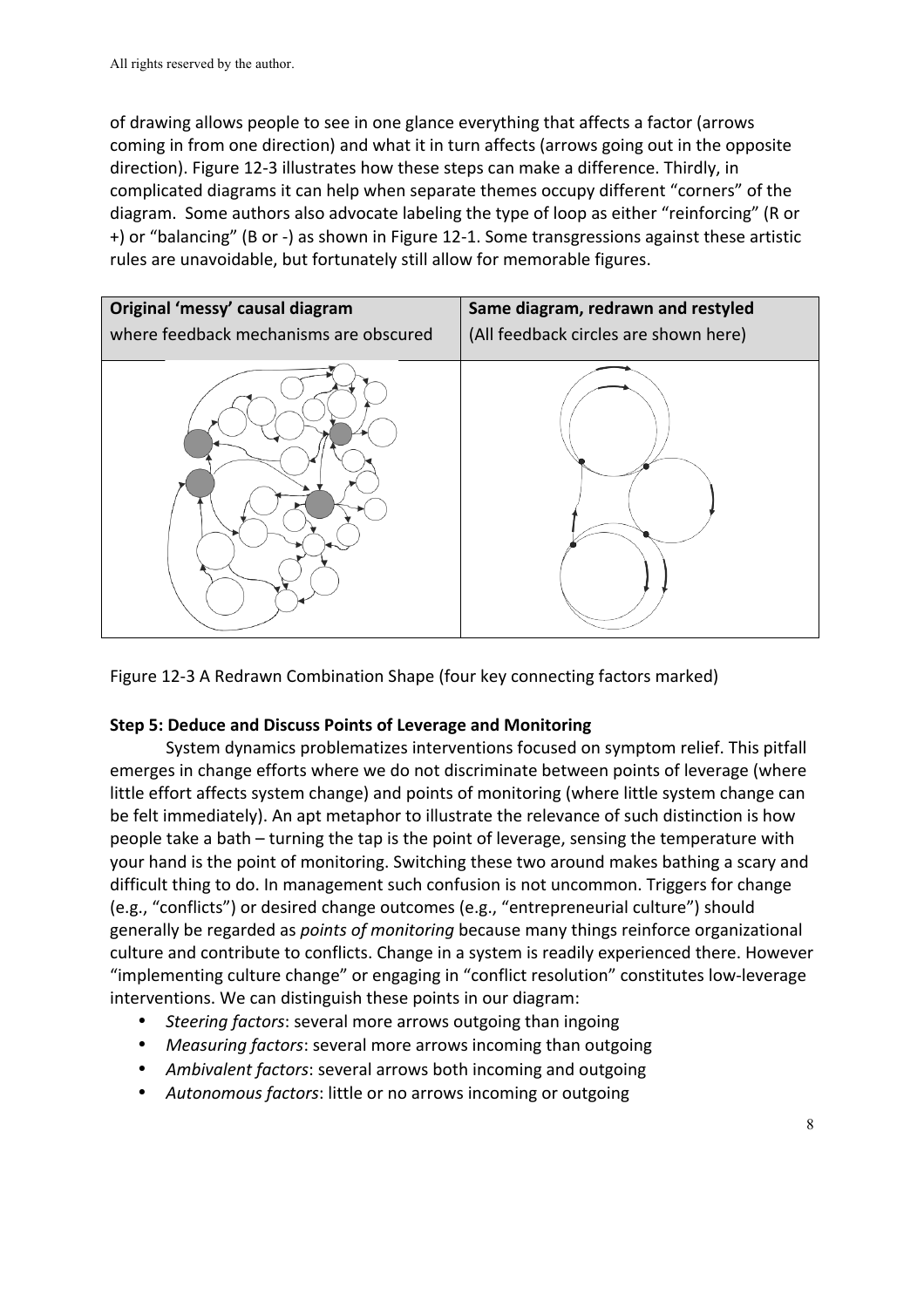of drawing allows people to see in one glance everything that affects a factor (arrows coming in from one direction) and what it in turn affects (arrows going out in the opposite direction). Figure 12-3 illustrates how these steps can make a difference. Thirdly, in complicated diagrams it can help when separate themes occupy different "corners" of the diagram. Some authors also advocate labeling the type of loop as either "reinforcing" (R or +) or "balancing" (B or -) as shown in Figure 12-1. Some transgressions against these artistic rules are unavoidable, but fortunately still allow for memorable figures.

| **Original 'messy' causal diagram** where feedback mechanisms are obscured | **Same diagram, redrawn and restyled** (All feedback circles are shown here) |
|---|---|
| | |

Figure 12-3 A Redrawn Combination Shape (four key connecting factors marked)

**Step 5: Deduce and Discuss Points of Leverage and Monitoring**

System dynamics problematizes interventions focused on symptom relief. This pitfall emerges in change efforts where we do not discriminate between points of leverage (where little effort affects system change) and points of monitoring (where little system change can be felt immediately). An apt metaphor to illustrate the relevance of such distinction is how people take a bath – turning the tap is the point of leverage, sensing the temperature with your hand is the point of monitoring. Switching these two around makes bathing a scary and difficult thing to do. In management such confusion is not uncommon. Triggers for change (e.g., "conflicts") or desired change outcomes (e.g., "entrepreneurial culture") should generally be regarded as *points of monitoring* because many things reinforce organizational culture and contribute to conflicts. Change in a system is readily experienced there. However "implementing culture change" or engaging in "conflict resolution" constitutes low-leverage interventions. We can distinguish these points in our diagram:

- *Steering factors*: several more arrows outgoing than ingoing
- *Measuring factors*: several more arrows incoming than outgoing
- *Ambivalent factors*: several arrows both incoming and outgoing
- *Autonomous factors*: little or no arrows incoming or outgoing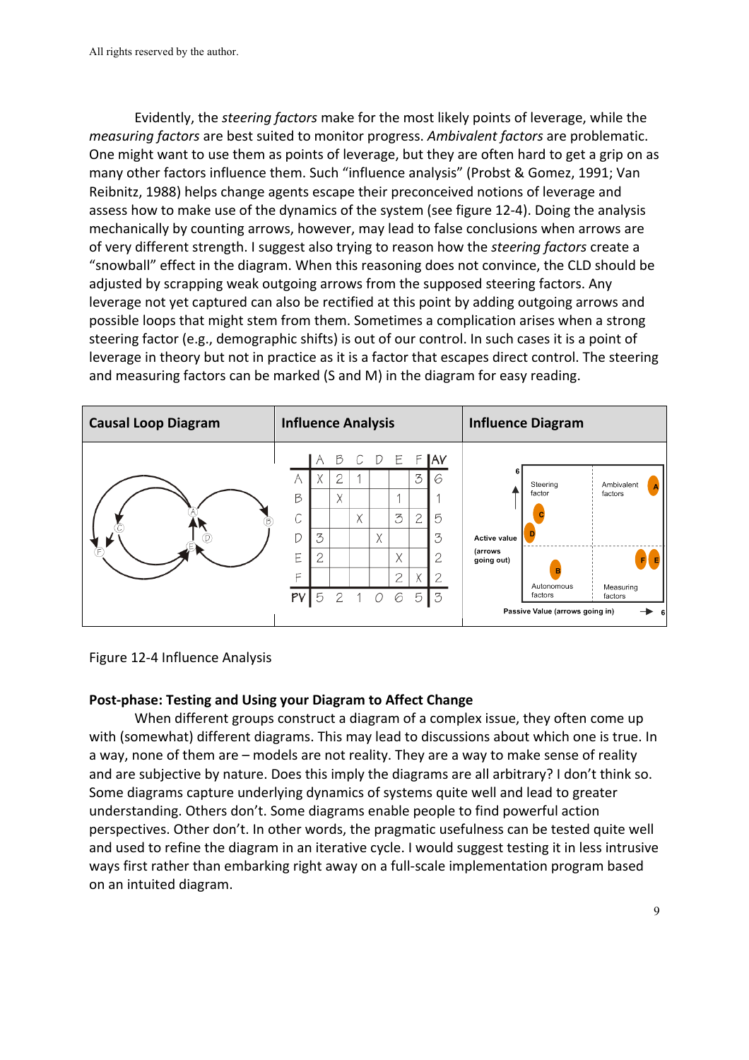Evidently, the *steering factors* make for the most likely points of leverage, while the *measuring factors* are best suited to monitor progress. *Ambivalent factors* are problematic. One might want to use them as points of leverage, but they are often hard to get a grip on as many other factors influence them. Such "influence analysis" (Probst & Gomez, 1991; Van Reibnitz, 1988) helps change agents escape their preconceived notions of leverage and assess how to make use of the dynamics of the system (see figure 12-4). Doing the analysis mechanically by counting arrows, however, may lead to false conclusions when arrows are of very different strength. I suggest also trying to reason how the *steering factors* create a "snowball" effect in the diagram. When this reasoning does not convince, the CLD should be adjusted by scrapping weak outgoing arrows from the supposed steering factors. Any leverage not yet captured can also be rectified at this point by adding outgoing arrows and possible loops that might stem from them. Sometimes a complication arises when a strong steering factor (e.g., demographic shifts) is out of our control. In such cases it is a point of leverage in theory but not in practice as it is a factor that escapes direct control. The steering and measuring factors can be marked (S and M) in the diagram for easy reading.

| Causal Loop Diagram | Influence Analysis | Influence Diagram |
|---|---|---|
| | | |

**Influence Analysis**

| | A | B | C | D | E | F | AV |
|---|---|---|---|---|---|---|---|
| A | X | 2 | 1 | | | 3 | 6 |
| B | | X | | | 1 | | 1 |
| C | | | X | | 3 | 2 | 5 |
| D | 3 | | | X | | | 3 |
| E | 2 | | | | X | | 2 |
| F | | | | | 2 | X | 2 |
| PV | 5 | 2 | 1 | 0 | 6 | 5 | 3 |

**Influence Diagram**

Active value (arrows going out) — 6

Steering factor: C, D | Ambivalent factors: A

Autonomous factors: B | Measuring factors: F, E

Passive Value (arrows going in) — 6

Figure 12-4 Influence Analysis

**Post-phase: Testing and Using your Diagram to Affect Change**

When different groups construct a diagram of a complex issue, they often come up with (somewhat) different diagrams. This may lead to discussions about which one is true. In a way, none of them are – models are not reality. They are a way to make sense of reality and are subjective by nature. Does this imply the diagrams are all arbitrary? I don't think so. Some diagrams capture underlying dynamics of systems quite well and lead to greater understanding. Others don't. Some diagrams enable people to find powerful action perspectives. Other don't. In other words, the pragmatic usefulness can be tested quite well and used to refine the diagram in an iterative cycle. I would suggest testing it in less intrusive ways first rather than embarking right away on a full-scale implementation program based on an intuited diagram.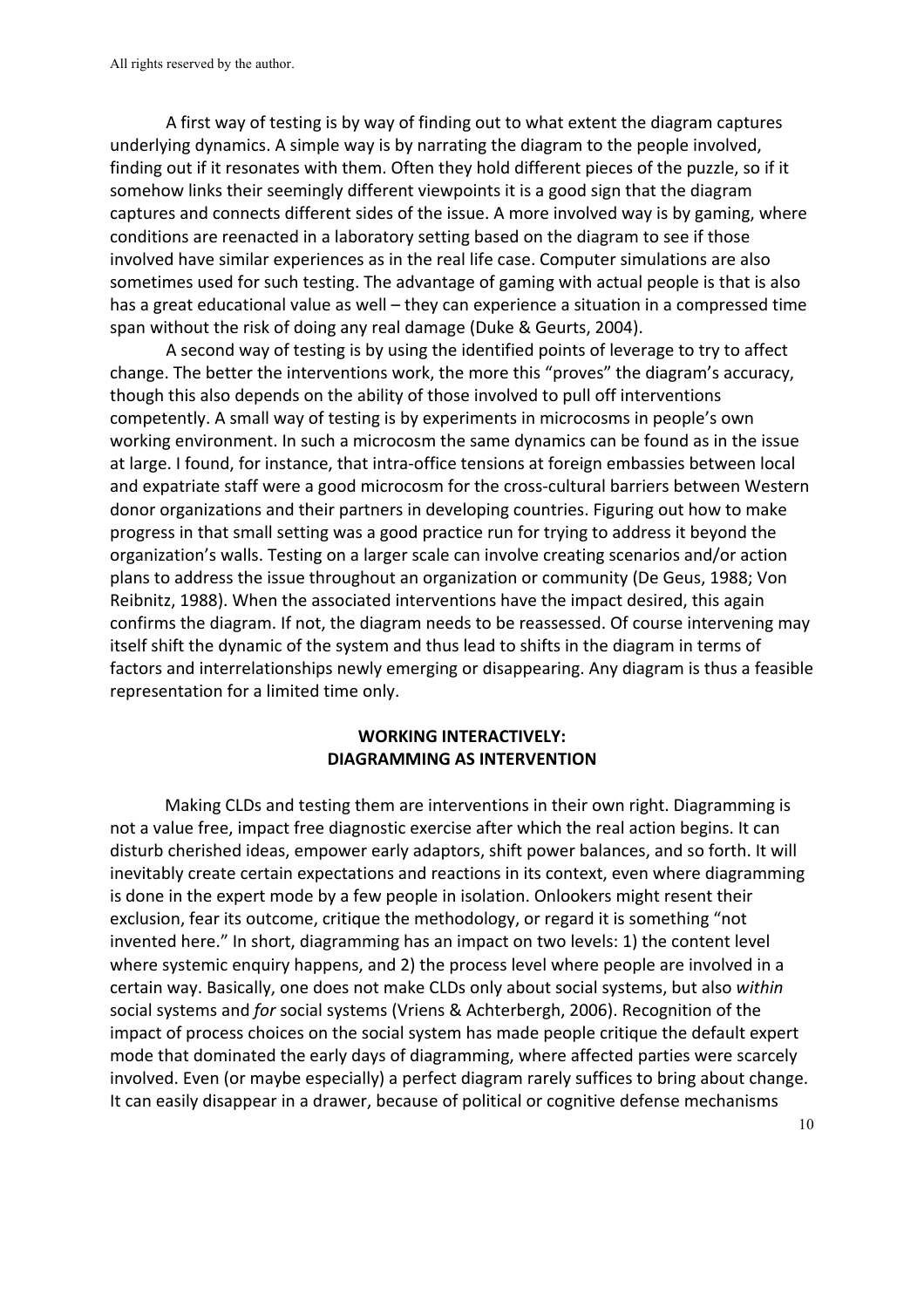A first way of testing is by way of finding out to what extent the diagram captures underlying dynamics. A simple way is by narrating the diagram to the people involved, finding out if it resonates with them. Often they hold different pieces of the puzzle, so if it somehow links their seemingly different viewpoints it is a good sign that the diagram captures and connects different sides of the issue. A more involved way is by gaming, where conditions are reenacted in a laboratory setting based on the diagram to see if those involved have similar experiences as in the real life case. Computer simulations are also sometimes used for such testing. The advantage of gaming with actual people is that is also has a great educational value as well – they can experience a situation in a compressed time span without the risk of doing any real damage (Duke & Geurts, 2004).

A second way of testing is by using the identified points of leverage to try to affect change. The better the interventions work, the more this "proves" the diagram's accuracy, though this also depends on the ability of those involved to pull off interventions competently. A small way of testing is by experiments in microcosms in people's own working environment. In such a microcosm the same dynamics can be found as in the issue at large. I found, for instance, that intra-office tensions at foreign embassies between local and expatriate staff were a good microcosm for the cross-cultural barriers between Western donor organizations and their partners in developing countries. Figuring out how to make progress in that small setting was a good practice run for trying to address it beyond the organization's walls. Testing on a larger scale can involve creating scenarios and/or action plans to address the issue throughout an organization or community (De Geus, 1988; Von Reibnitz, 1988). When the associated interventions have the impact desired, this again confirms the diagram. If not, the diagram needs to be reassessed. Of course intervening may itself shift the dynamic of the system and thus lead to shifts in the diagram in terms of factors and interrelationships newly emerging or disappearing. Any diagram is thus a feasible representation for a limited time only.

## WORKING INTERACTIVELY: DIAGRAMMING AS INTERVENTION

Making CLDs and testing them are interventions in their own right. Diagramming is not a value free, impact free diagnostic exercise after which the real action begins. It can disturb cherished ideas, empower early adaptors, shift power balances, and so forth. It will inevitably create certain expectations and reactions in its context, even where diagramming is done in the expert mode by a few people in isolation. Onlookers might resent their exclusion, fear its outcome, critique the methodology, or regard it is something "not invented here." In short, diagramming has an impact on two levels: 1) the content level where systemic enquiry happens, and 2) the process level where people are involved in a certain way. Basically, one does not make CLDs only about social systems, but also *within* social systems and *for* social systems (Vriens & Achterbergh, 2006). Recognition of the impact of process choices on the social system has made people critique the default expert mode that dominated the early days of diagramming, where affected parties were scarcely involved. Even (or maybe especially) a perfect diagram rarely suffices to bring about change. It can easily disappear in a drawer, because of political or cognitive defense mechanisms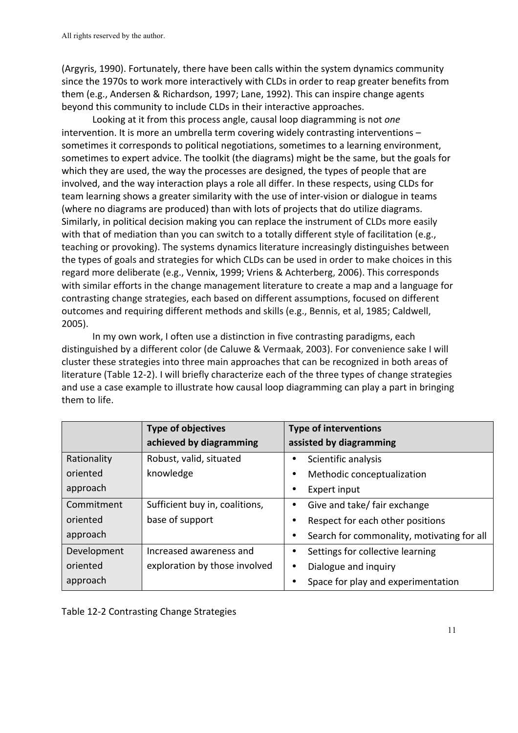(Argyris, 1990). Fortunately, there have been calls within the system dynamics community since the 1970s to work more interactively with CLDs in order to reap greater benefits from them (e.g., Andersen & Richardson, 1997; Lane, 1992). This can inspire change agents beyond this community to include CLDs in their interactive approaches.

Looking at it from this process angle, causal loop diagramming is not *one* intervention. It is more an umbrella term covering widely contrasting interventions – sometimes it corresponds to political negotiations, sometimes to a learning environment, sometimes to expert advice. The toolkit (the diagrams) might be the same, but the goals for which they are used, the way the processes are designed, the types of people that are involved, and the way interaction plays a role all differ. In these respects, using CLDs for team learning shows a greater similarity with the use of inter-vision or dialogue in teams (where no diagrams are produced) than with lots of projects that do utilize diagrams. Similarly, in political decision making you can replace the instrument of CLDs more easily with that of mediation than you can switch to a totally different style of facilitation (e.g., teaching or provoking). The systems dynamics literature increasingly distinguishes between the types of goals and strategies for which CLDs can be used in order to make choices in this regard more deliberate (e.g., Vennix, 1999; Vriens & Achterberg, 2006). This corresponds with similar efforts in the change management literature to create a map and a language for contrasting change strategies, each based on different assumptions, focused on different outcomes and requiring different methods and skills (e.g., Bennis, et al, 1985; Caldwell, 2005).

In my own work, I often use a distinction in five contrasting paradigms, each distinguished by a different color (de Caluwe & Vermaak, 2003). For convenience sake I will cluster these strategies into three main approaches that can be recognized in both areas of literature (Table 12-2). I will briefly characterize each of the three types of change strategies and use a case example to illustrate how causal loop diagramming can play a part in bringing them to life.

| | **Type of objectives achieved by diagramming** | **Type of interventions assisted by diagramming** |
|---|---|---|
| Rationality oriented approach | Robust, valid, situated knowledge | • Scientific analysis<br>• Methodic conceptualization<br>• Expert input |
| Commitment oriented approach | Sufficient buy in, coalitions, base of support | • Give and take/ fair exchange<br>• Respect for each other positions<br>• Search for commonality, motivating for all |
| Development oriented approach | Increased awareness and exploration by those involved | • Settings for collective learning<br>• Dialogue and inquiry<br>• Space for play and experimentation |

Table 12-2 Contrasting Change Strategies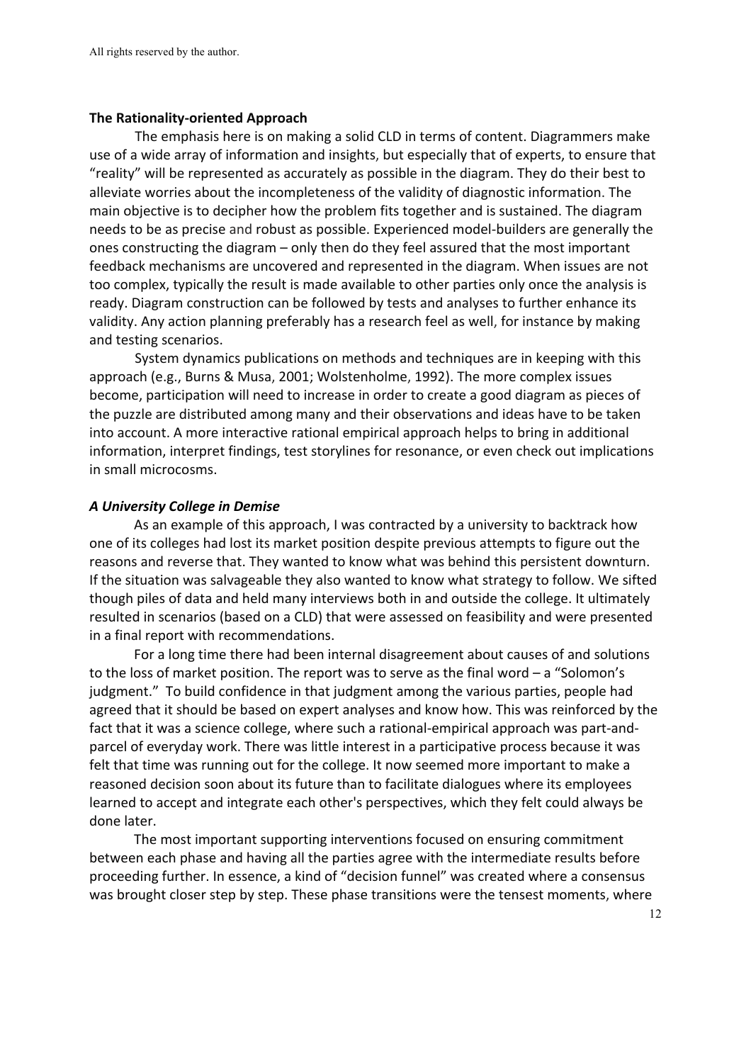**The Rationality-oriented Approach**

The emphasis here is on making a solid CLD in terms of content. Diagrammers make use of a wide array of information and insights, but especially that of experts, to ensure that "reality" will be represented as accurately as possible in the diagram. They do their best to alleviate worries about the incompleteness of the validity of diagnostic information. The main objective is to decipher how the problem fits together and is sustained. The diagram needs to be as precise and robust as possible. Experienced model-builders are generally the ones constructing the diagram – only then do they feel assured that the most important feedback mechanisms are uncovered and represented in the diagram. When issues are not too complex, typically the result is made available to other parties only once the analysis is ready. Diagram construction can be followed by tests and analyses to further enhance its validity. Any action planning preferably has a research feel as well, for instance by making and testing scenarios.

System dynamics publications on methods and techniques are in keeping with this approach (e.g., Burns & Musa, 2001; Wolstenholme, 1992). The more complex issues become, participation will need to increase in order to create a good diagram as pieces of the puzzle are distributed among many and their observations and ideas have to be taken into account. A more interactive rational empirical approach helps to bring in additional information, interpret findings, test storylines for resonance, or even check out implications in small microcosms.

***A University College in Demise***

As an example of this approach, I was contracted by a university to backtrack how one of its colleges had lost its market position despite previous attempts to figure out the reasons and reverse that. They wanted to know what was behind this persistent downturn. If the situation was salvageable they also wanted to know what strategy to follow. We sifted though piles of data and held many interviews both in and outside the college. It ultimately resulted in scenarios (based on a CLD) that were assessed on feasibility and were presented in a final report with recommendations.

For a long time there had been internal disagreement about causes of and solutions to the loss of market position. The report was to serve as the final word – a "Solomon's judgment." To build confidence in that judgment among the various parties, people had agreed that it should be based on expert analyses and know how. This was reinforced by the fact that it was a science college, where such a rational-empirical approach was part-and-parcel of everyday work. There was little interest in a participative process because it was felt that time was running out for the college. It now seemed more important to make a reasoned decision soon about its future than to facilitate dialogues where its employees learned to accept and integrate each other's perspectives, which they felt could always be done later.

The most important supporting interventions focused on ensuring commitment between each phase and having all the parties agree with the intermediate results before proceeding further. In essence, a kind of "decision funnel" was created where a consensus was brought closer step by step. These phase transitions were the tensest moments, where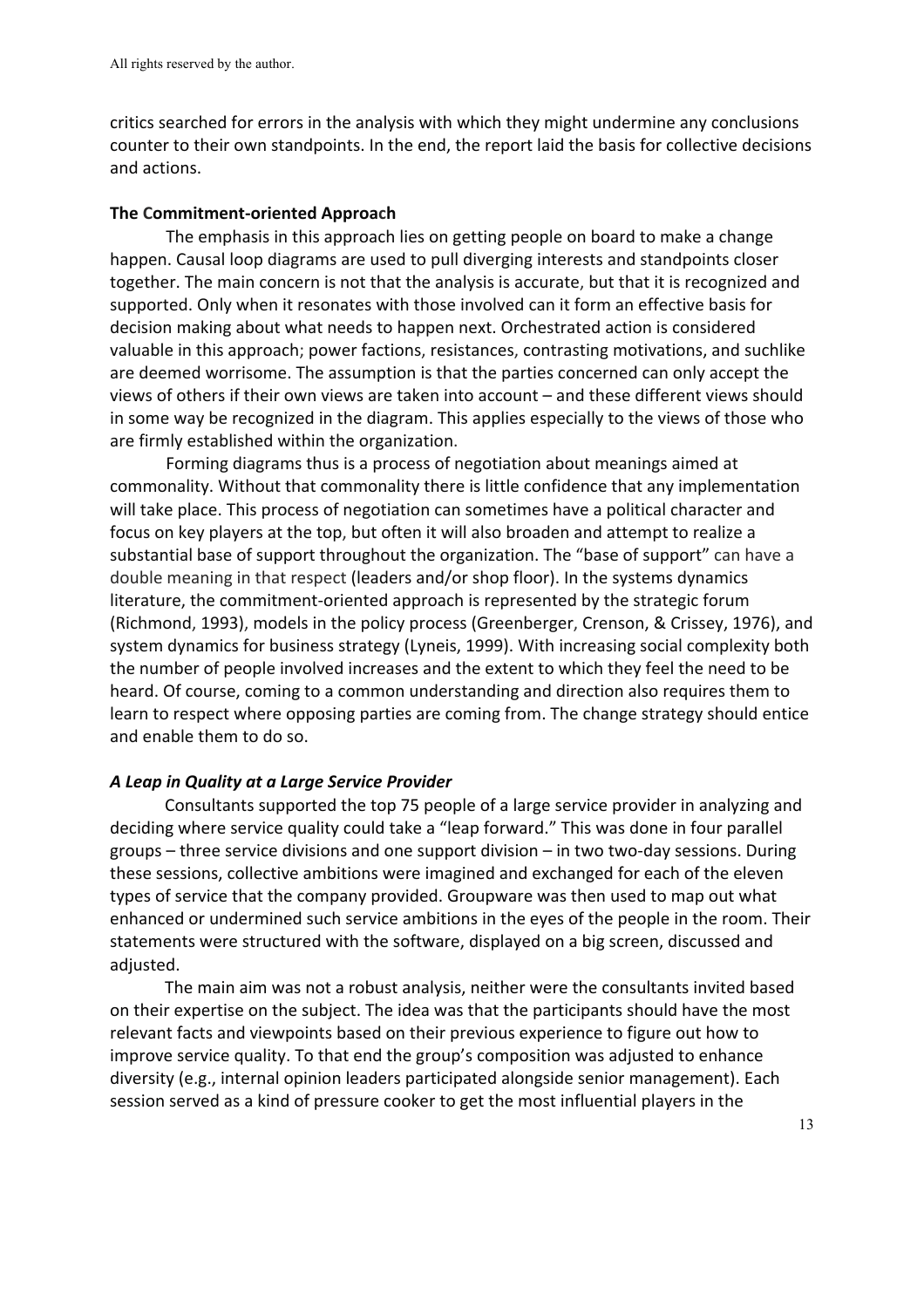critics searched for errors in the analysis with which they might undermine any conclusions counter to their own standpoints. In the end, the report laid the basis for collective decisions and actions.

**The Commitment-oriented Approach**

The emphasis in this approach lies on getting people on board to make a change happen. Causal loop diagrams are used to pull diverging interests and standpoints closer together. The main concern is not that the analysis is accurate, but that it is recognized and supported. Only when it resonates with those involved can it form an effective basis for decision making about what needs to happen next. Orchestrated action is considered valuable in this approach; power factions, resistances, contrasting motivations, and suchlike are deemed worrisome. The assumption is that the parties concerned can only accept the views of others if their own views are taken into account – and these different views should in some way be recognized in the diagram. This applies especially to the views of those who are firmly established within the organization.

Forming diagrams thus is a process of negotiation about meanings aimed at commonality. Without that commonality there is little confidence that any implementation will take place. This process of negotiation can sometimes have a political character and focus on key players at the top, but often it will also broaden and attempt to realize a substantial base of support throughout the organization. The "base of support" can have a double meaning in that respect (leaders and/or shop floor). In the systems dynamics literature, the commitment-oriented approach is represented by the strategic forum (Richmond, 1993), models in the policy process (Greenberger, Crenson, & Crissey, 1976), and system dynamics for business strategy (Lyneis, 1999). With increasing social complexity both the number of people involved increases and the extent to which they feel the need to be heard. Of course, coming to a common understanding and direction also requires them to learn to respect where opposing parties are coming from. The change strategy should entice and enable them to do so.

***A Leap in Quality at a Large Service Provider***

Consultants supported the top 75 people of a large service provider in analyzing and deciding where service quality could take a "leap forward." This was done in four parallel groups – three service divisions and one support division – in two two-day sessions. During these sessions, collective ambitions were imagined and exchanged for each of the eleven types of service that the company provided. Groupware was then used to map out what enhanced or undermined such service ambitions in the eyes of the people in the room. Their statements were structured with the software, displayed on a big screen, discussed and adjusted.

The main aim was not a robust analysis, neither were the consultants invited based on their expertise on the subject. The idea was that the participants should have the most relevant facts and viewpoints based on their previous experience to figure out how to improve service quality. To that end the group's composition was adjusted to enhance diversity (e.g., internal opinion leaders participated alongside senior management). Each session served as a kind of pressure cooker to get the most influential players in the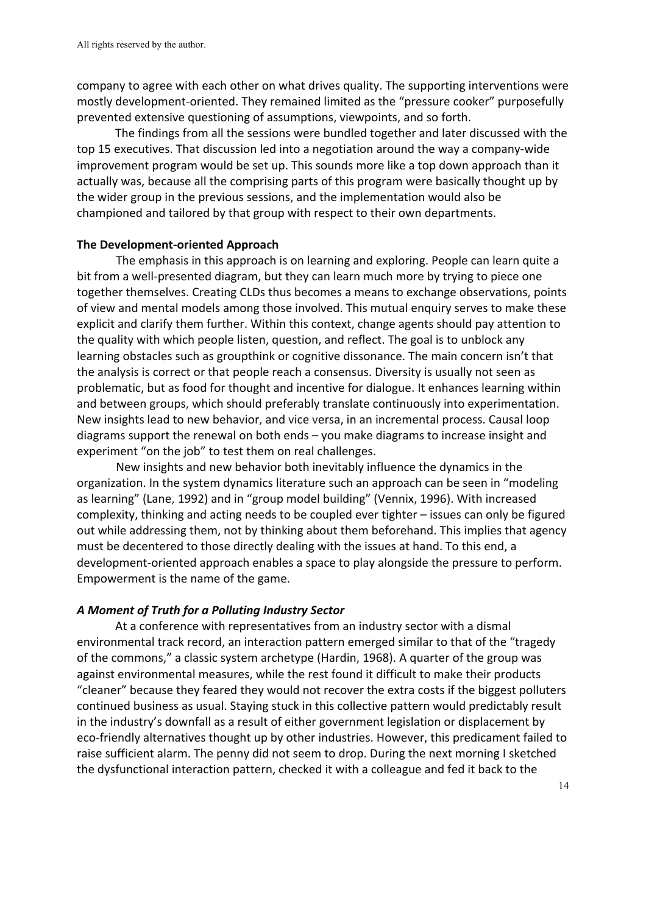company to agree with each other on what drives quality. The supporting interventions were mostly development-oriented. They remained limited as the "pressure cooker" purposefully prevented extensive questioning of assumptions, viewpoints, and so forth.

The findings from all the sessions were bundled together and later discussed with the top 15 executives. That discussion led into a negotiation around the way a company-wide improvement program would be set up. This sounds more like a top down approach than it actually was, because all the comprising parts of this program were basically thought up by the wider group in the previous sessions, and the implementation would also be championed and tailored by that group with respect to their own departments.

**The Development-oriented Approach**

The emphasis in this approach is on learning and exploring. People can learn quite a bit from a well-presented diagram, but they can learn much more by trying to piece one together themselves. Creating CLDs thus becomes a means to exchange observations, points of view and mental models among those involved. This mutual enquiry serves to make these explicit and clarify them further. Within this context, change agents should pay attention to the quality with which people listen, question, and reflect. The goal is to unblock any learning obstacles such as groupthink or cognitive dissonance. The main concern isn't that the analysis is correct or that people reach a consensus. Diversity is usually not seen as problematic, but as food for thought and incentive for dialogue. It enhances learning within and between groups, which should preferably translate continuously into experimentation. New insights lead to new behavior, and vice versa, in an incremental process. Causal loop diagrams support the renewal on both ends – you make diagrams to increase insight and experiment "on the job" to test them on real challenges.

New insights and new behavior both inevitably influence the dynamics in the organization. In the system dynamics literature such an approach can be seen in "modeling as learning" (Lane, 1992) and in "group model building" (Vennix, 1996). With increased complexity, thinking and acting needs to be coupled ever tighter – issues can only be figured out while addressing them, not by thinking about them beforehand. This implies that agency must be decentered to those directly dealing with the issues at hand. To this end, a development-oriented approach enables a space to play alongside the pressure to perform. Empowerment is the name of the game.

***A Moment of Truth for a Polluting Industry Sector***

At a conference with representatives from an industry sector with a dismal environmental track record, an interaction pattern emerged similar to that of the "tragedy of the commons," a classic system archetype (Hardin, 1968). A quarter of the group was against environmental measures, while the rest found it difficult to make their products "cleaner" because they feared they would not recover the extra costs if the biggest polluters continued business as usual. Staying stuck in this collective pattern would predictably result in the industry's downfall as a result of either government legislation or displacement by eco-friendly alternatives thought up by other industries. However, this predicament failed to raise sufficient alarm. The penny did not seem to drop. During the next morning I sketched the dysfunctional interaction pattern, checked it with a colleague and fed it back to the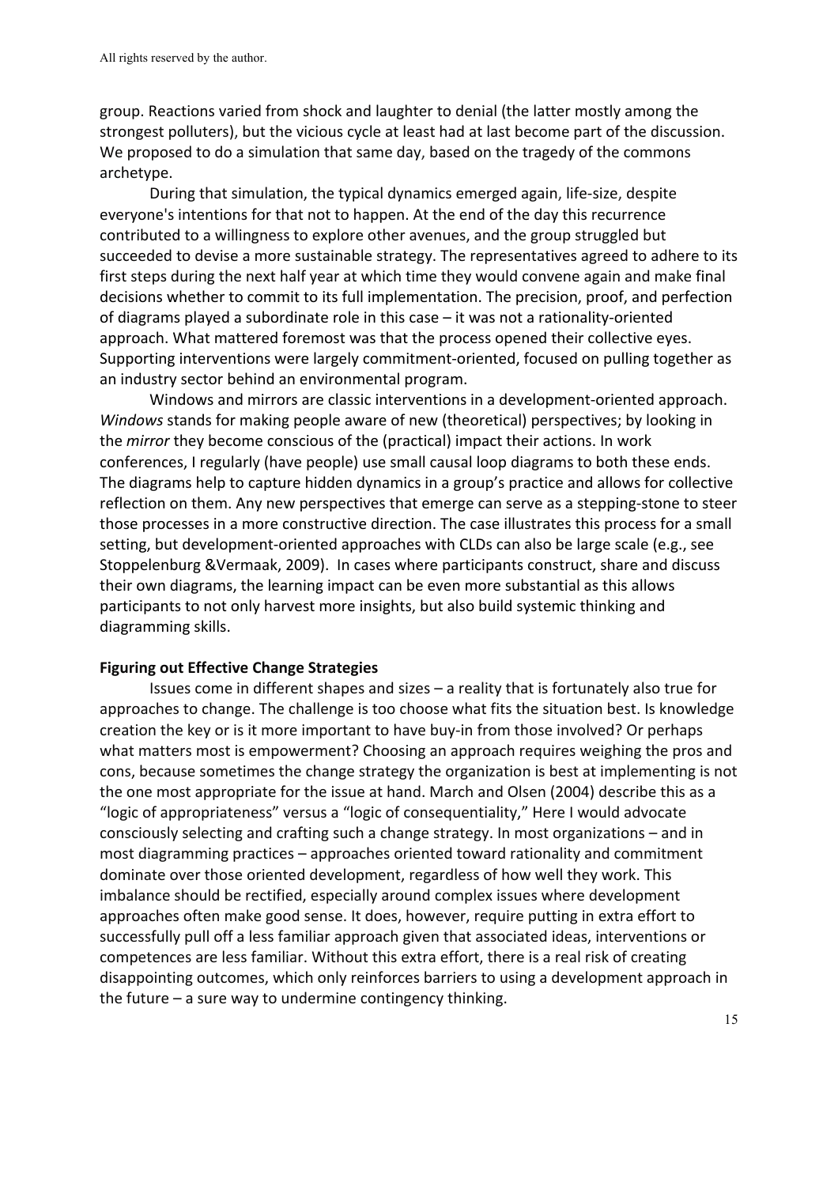group. Reactions varied from shock and laughter to denial (the latter mostly among the strongest polluters), but the vicious cycle at least had at last become part of the discussion. We proposed to do a simulation that same day, based on the tragedy of the commons archetype.

During that simulation, the typical dynamics emerged again, life-size, despite everyone's intentions for that not to happen. At the end of the day this recurrence contributed to a willingness to explore other avenues, and the group struggled but succeeded to devise a more sustainable strategy. The representatives agreed to adhere to its first steps during the next half year at which time they would convene again and make final decisions whether to commit to its full implementation. The precision, proof, and perfection of diagrams played a subordinate role in this case – it was not a rationality-oriented approach. What mattered foremost was that the process opened their collective eyes. Supporting interventions were largely commitment-oriented, focused on pulling together as an industry sector behind an environmental program.

Windows and mirrors are classic interventions in a development-oriented approach. *Windows* stands for making people aware of new (theoretical) perspectives; by looking in the *mirror* they become conscious of the (practical) impact their actions. In work conferences, I regularly (have people) use small causal loop diagrams to both these ends. The diagrams help to capture hidden dynamics in a group's practice and allows for collective reflection on them. Any new perspectives that emerge can serve as a stepping-stone to steer those processes in a more constructive direction. The case illustrates this process for a small setting, but development-oriented approaches with CLDs can also be large scale (e.g., see Stoppelenburg &Vermaak, 2009). In cases where participants construct, share and discuss their own diagrams, the learning impact can be even more substantial as this allows participants to not only harvest more insights, but also build systemic thinking and diagramming skills.

**Figuring out Effective Change Strategies**

Issues come in different shapes and sizes – a reality that is fortunately also true for approaches to change. The challenge is too choose what fits the situation best. Is knowledge creation the key or is it more important to have buy-in from those involved? Or perhaps what matters most is empowerment? Choosing an approach requires weighing the pros and cons, because sometimes the change strategy the organization is best at implementing is not the one most appropriate for the issue at hand. March and Olsen (2004) describe this as a "logic of appropriateness" versus a "logic of consequentiality," Here I would advocate consciously selecting and crafting such a change strategy. In most organizations – and in most diagramming practices – approaches oriented toward rationality and commitment dominate over those oriented development, regardless of how well they work. This imbalance should be rectified, especially around complex issues where development approaches often make good sense. It does, however, require putting in extra effort to successfully pull off a less familiar approach given that associated ideas, interventions or competences are less familiar. Without this extra effort, there is a real risk of creating disappointing outcomes, which only reinforces barriers to using a development approach in the future – a sure way to undermine contingency thinking.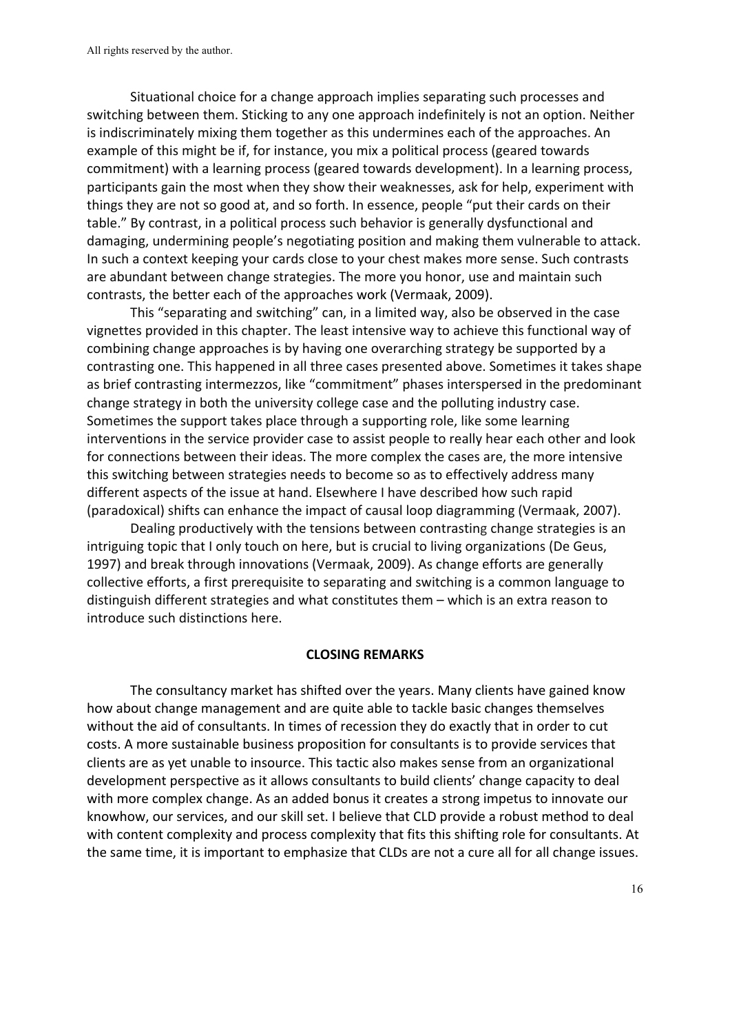Situational choice for a change approach implies separating such processes and switching between them. Sticking to any one approach indefinitely is not an option. Neither is indiscriminately mixing them together as this undermines each of the approaches. An example of this might be if, for instance, you mix a political process (geared towards commitment) with a learning process (geared towards development). In a learning process, participants gain the most when they show their weaknesses, ask for help, experiment with things they are not so good at, and so forth. In essence, people "put their cards on their table." By contrast, in a political process such behavior is generally dysfunctional and damaging, undermining people's negotiating position and making them vulnerable to attack. In such a context keeping your cards close to your chest makes more sense. Such contrasts are abundant between change strategies. The more you honor, use and maintain such contrasts, the better each of the approaches work (Vermaak, 2009).

This "separating and switching" can, in a limited way, also be observed in the case vignettes provided in this chapter. The least intensive way to achieve this functional way of combining change approaches is by having one overarching strategy be supported by a contrasting one. This happened in all three cases presented above. Sometimes it takes shape as brief contrasting intermezzos, like "commitment" phases interspersed in the predominant change strategy in both the university college case and the polluting industry case. Sometimes the support takes place through a supporting role, like some learning interventions in the service provider case to assist people to really hear each other and look for connections between their ideas. The more complex the cases are, the more intensive this switching between strategies needs to become so as to effectively address many different aspects of the issue at hand. Elsewhere I have described how such rapid (paradoxical) shifts can enhance the impact of causal loop diagramming (Vermaak, 2007).

Dealing productively with the tensions between contrasting change strategies is an intriguing topic that I only touch on here, but is crucial to living organizations (De Geus, 1997) and break through innovations (Vermaak, 2009). As change efforts are generally collective efforts, a first prerequisite to separating and switching is a common language to distinguish different strategies and what constitutes them – which is an extra reason to introduce such distinctions here.

## CLOSING REMARKS

The consultancy market has shifted over the years. Many clients have gained know how about change management and are quite able to tackle basic changes themselves without the aid of consultants. In times of recession they do exactly that in order to cut costs. A more sustainable business proposition for consultants is to provide services that clients are as yet unable to insource. This tactic also makes sense from an organizational development perspective as it allows consultants to build clients' change capacity to deal with more complex change. As an added bonus it creates a strong impetus to innovate our knowhow, our services, and our skill set. I believe that CLD provide a robust method to deal with content complexity and process complexity that fits this shifting role for consultants. At the same time, it is important to emphasize that CLDs are not a cure all for all change issues.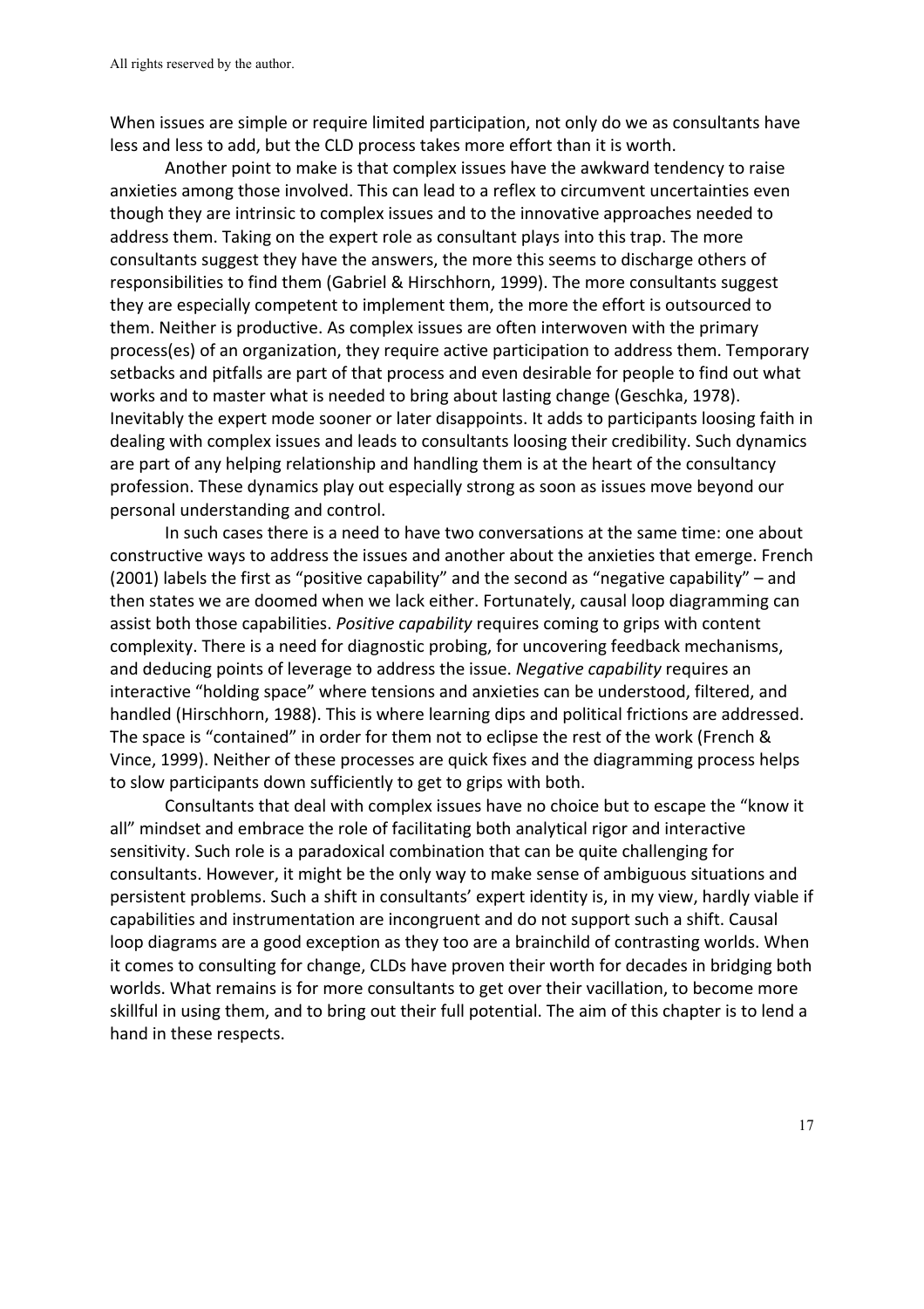When issues are simple or require limited participation, not only do we as consultants have less and less to add, but the CLD process takes more effort than it is worth.

Another point to make is that complex issues have the awkward tendency to raise anxieties among those involved. This can lead to a reflex to circumvent uncertainties even though they are intrinsic to complex issues and to the innovative approaches needed to address them. Taking on the expert role as consultant plays into this trap. The more consultants suggest they have the answers, the more this seems to discharge others of responsibilities to find them (Gabriel & Hirschhorn, 1999). The more consultants suggest they are especially competent to implement them, the more the effort is outsourced to them. Neither is productive. As complex issues are often interwoven with the primary process(es) of an organization, they require active participation to address them. Temporary setbacks and pitfalls are part of that process and even desirable for people to find out what works and to master what is needed to bring about lasting change (Geschka, 1978). Inevitably the expert mode sooner or later disappoints. It adds to participants loosing faith in dealing with complex issues and leads to consultants loosing their credibility. Such dynamics are part of any helping relationship and handling them is at the heart of the consultancy profession. These dynamics play out especially strong as soon as issues move beyond our personal understanding and control.

In such cases there is a need to have two conversations at the same time: one about constructive ways to address the issues and another about the anxieties that emerge. French (2001) labels the first as "positive capability" and the second as "negative capability" – and then states we are doomed when we lack either. Fortunately, causal loop diagramming can assist both those capabilities. *Positive capability* requires coming to grips with content complexity. There is a need for diagnostic probing, for uncovering feedback mechanisms, and deducing points of leverage to address the issue. *Negative capability* requires an interactive "holding space" where tensions and anxieties can be understood, filtered, and handled (Hirschhorn, 1988). This is where learning dips and political frictions are addressed. The space is "contained" in order for them not to eclipse the rest of the work (French & Vince, 1999). Neither of these processes are quick fixes and the diagramming process helps to slow participants down sufficiently to get to grips with both.

Consultants that deal with complex issues have no choice but to escape the "know it all" mindset and embrace the role of facilitating both analytical rigor and interactive sensitivity. Such role is a paradoxical combination that can be quite challenging for consultants. However, it might be the only way to make sense of ambiguous situations and persistent problems. Such a shift in consultants' expert identity is, in my view, hardly viable if capabilities and instrumentation are incongruent and do not support such a shift. Causal loop diagrams are a good exception as they too are a brainchild of contrasting worlds. When it comes to consulting for change, CLDs have proven their worth for decades in bridging both worlds. What remains is for more consultants to get over their vacillation, to become more skillful in using them, and to bring out their full potential. The aim of this chapter is to lend a hand in these respects.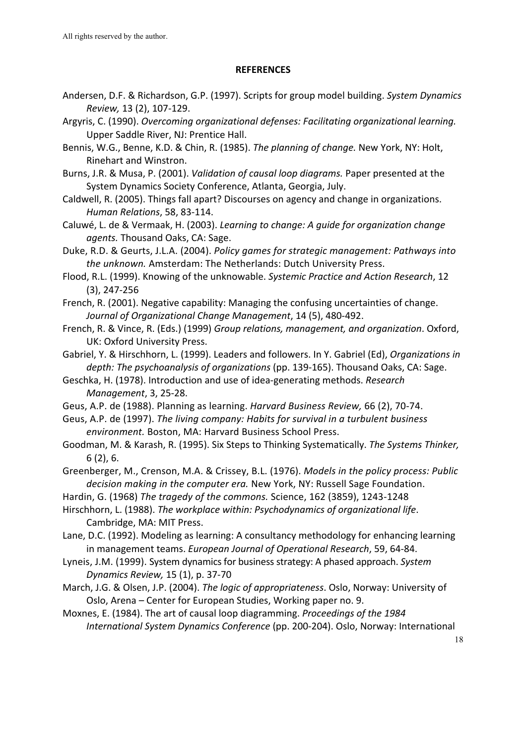## REFERENCES

Andersen, D.F. & Richardson, G.P. (1997). Scripts for group model building. *System Dynamics Review,* 13 (2), 107-129.

Argyris, C. (1990). *Overcoming organizational defenses: Facilitating organizational learning.* Upper Saddle River, NJ: Prentice Hall.

Bennis, W.G., Benne, K.D. & Chin, R. (1985). *The planning of change.* New York, NY: Holt, Rinehart and Winstron.

Burns, J.R. & Musa, P. (2001). *Validation of causal loop diagrams.* Paper presented at the System Dynamics Society Conference, Atlanta, Georgia, July.

Caldwell, R. (2005). Things fall apart? Discourses on agency and change in organizations. *Human Relations*, 58, 83-114.

Caluwé, L. de & Vermaak, H. (2003). *Learning to change: A guide for organization change agents.* Thousand Oaks, CA: Sage.

Duke, R.D. & Geurts, J.L.A. (2004). *Policy games for strategic management: Pathways into the unknown.* Amsterdam: The Netherlands: Dutch University Press.

Flood, R.L. (1999). Knowing of the unknowable. *Systemic Practice and Action Research*, 12 (3), 247-256

French, R. (2001). Negative capability: Managing the confusing uncertainties of change. *Journal of Organizational Change Management*, 14 (5), 480-492.

French, R. & Vince, R. (Eds.) (1999) *Group relations, management, and organization*. Oxford, UK: Oxford University Press.

Gabriel, Y. & Hirschhorn, L. (1999). Leaders and followers. In Y. Gabriel (Ed), *Organizations in depth: The psychoanalysis of organizations* (pp. 139-165). Thousand Oaks, CA: Sage.

Geschka, H. (1978). Introduction and use of idea-generating methods. *Research Management*, 3, 25-28.

Geus, A.P. de (1988). Planning as learning. *Harvard Business Review,* 66 (2), 70-74.

Geus, A.P. de (1997). *The living company: Habits for survival in a turbulent business environment.* Boston, MA: Harvard Business School Press.

Goodman, M. & Karash, R. (1995). Six Steps to Thinking Systematically. *The Systems Thinker,* 6 (2), 6.

Greenberger, M., Crenson, M.A. & Crissey, B.L. (1976). *Models in the policy process: Public decision making in the computer era.* New York, NY: Russell Sage Foundation.

Hardin, G. (1968) *The tragedy of the commons.* Science, 162 (3859), 1243-1248

Hirschhorn, L. (1988). *The workplace within: Psychodynamics of organizational life*. Cambridge, MA: MIT Press.

Lane, D.C. (1992). Modeling as learning: A consultancy methodology for enhancing learning in management teams. *European Journal of Operational Research*, 59, 64-84.

Lyneis, J.M. (1999). System dynamics for business strategy: A phased approach. *System Dynamics Review,* 15 (1), p. 37-70

March, J.G. & Olsen, J.P. (2004). *The logic of appropriateness*. Oslo, Norway: University of Oslo, Arena – Center for European Studies, Working paper no. 9.

Moxnes, E. (1984). The art of causal loop diagramming. *Proceedings of the 1984 International System Dynamics Conference* (pp. 200-204). Oslo, Norway: International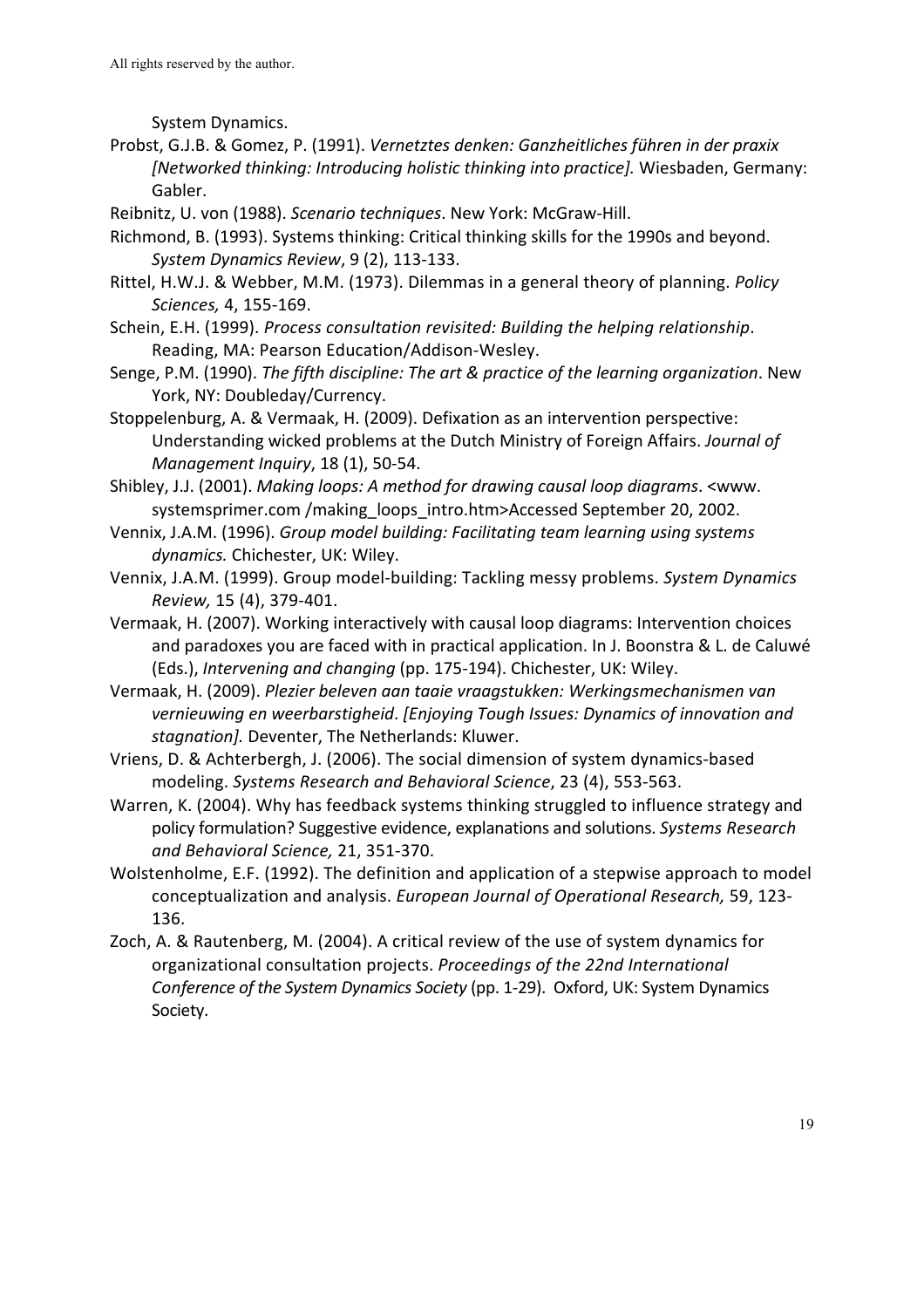System Dynamics.

Probst, G.J.B. & Gomez, P. (1991). *Vernetztes denken: Ganzheitliches führen in der praxix [Networked thinking: Introducing holistic thinking into practice].* Wiesbaden, Germany: Gabler.

Reibnitz, U. von (1988). *Scenario techniques*. New York: McGraw-Hill.

Richmond, B. (1993). Systems thinking: Critical thinking skills for the 1990s and beyond. *System Dynamics Review*, 9 (2), 113-133.

Rittel, H.W.J. & Webber, M.M. (1973). Dilemmas in a general theory of planning. *Policy Sciences,* 4, 155-169.

Schein, E.H. (1999). *Process consultation revisited: Building the helping relationship*. Reading, MA: Pearson Education/Addison-Wesley.

Senge, P.M. (1990). *The fifth discipline: The art & practice of the learning organization*. New York, NY: Doubleday/Currency.

Stoppelenburg, A. & Vermaak, H. (2009). Defixation as an intervention perspective: Understanding wicked problems at the Dutch Ministry of Foreign Affairs. *Journal of Management Inquiry*, 18 (1), 50-54.

Shibley, J.J. (2001). *Making loops: A method for drawing causal loop diagrams*. <www. systemsprimer.com /making_loops_intro.htm>Accessed September 20, 2002.

Vennix, J.A.M. (1996). *Group model building: Facilitating team learning using systems dynamics.* Chichester, UK: Wiley.

Vennix, J.A.M. (1999). Group model-building: Tackling messy problems. *System Dynamics Review,* 15 (4), 379-401.

Vermaak, H. (2007). Working interactively with causal loop diagrams: Intervention choices and paradoxes you are faced with in practical application. In J. Boonstra & L. de Caluwé (Eds.), *Intervening and changing* (pp. 175-194). Chichester, UK: Wiley.

Vermaak, H. (2009). *Plezier beleven aan taaie vraagstukken: Werkingsmechanismen van vernieuwing en weerbarstigheid*. *[Enjoying Tough Issues: Dynamics of innovation and stagnation].* Deventer, The Netherlands: Kluwer.

Vriens, D. & Achterbergh, J. (2006). The social dimension of system dynamics-based modeling. *Systems Research and Behavioral Science*, 23 (4), 553-563.

Warren, K. (2004). Why has feedback systems thinking struggled to influence strategy and policy formulation? Suggestive evidence, explanations and solutions. *Systems Research and Behavioral Science,* 21, 351-370.

Wolstenholme, E.F. (1992). The definition and application of a stepwise approach to model conceptualization and analysis. *European Journal of Operational Research,* 59, 123-136.

Zoch, A. & Rautenberg, M. (2004). A critical review of the use of system dynamics for organizational consultation projects. *Proceedings of the 22nd International Conference of the System Dynamics Society* (pp. 1-29). Oxford, UK: System Dynamics Society.